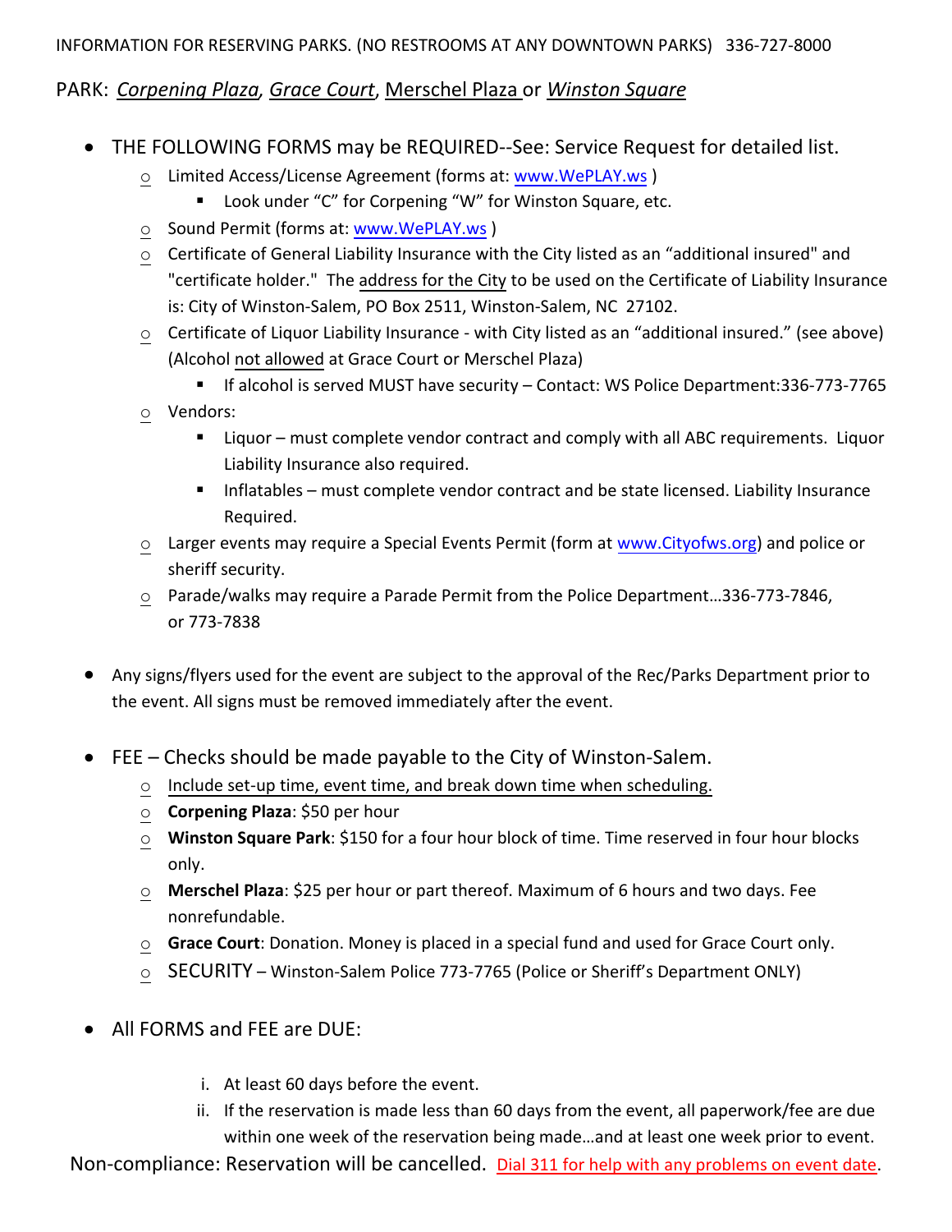INFORMATION FOR RESERVING PARKS. (NO RESTROOMS AT ANY DOWNTOWN PARKS) 336-727-8000

PARK: *Corpening Plaza*, *Grace Court*, Merschel Plaza or *Winston Square*

- THE FOLLOWING FORMS may be REQUIRED--See: Service Request for detailed list.
  - Limited Access/License Agreement (forms at: www.WePLAY.ws )
    - Look under "C" for Corpening "W" for Winston Square, etc.
  - Sound Permit (forms at: www.WePLAY.ws )
  - Certificate of General Liability Insurance with the City listed as an "additional insured" and "certificate holder." The address for the City to be used on the Certificate of Liability Insurance is: City of Winston-Salem, PO Box 2511, Winston-Salem, NC 27102.
  - Certificate of Liquor Liability Insurance - with City listed as an "additional insured." (see above) (Alcohol not allowed at Grace Court or Merschel Plaza)
    - If alcohol is served MUST have security – Contact: WS Police Department:336-773-7765
  - Vendors:
    - Liquor – must complete vendor contract and comply with all ABC requirements. Liquor Liability Insurance also required.
    - Inflatables – must complete vendor contract and be state licensed. Liability Insurance Required.
  - Larger events may require a Special Events Permit (form at www.Cityofws.org) and police or sheriff security.
  - Parade/walks may require a Parade Permit from the Police Department…336-773-7846, or 773-7838

- Any signs/flyers used for the event are subject to the approval of the Rec/Parks Department prior to the event. All signs must be removed immediately after the event.

- FEE – Checks should be made payable to the City of Winston-Salem.
  - Include set-up time, event time, and break down time when scheduling.
  - **Corpening Plaza**: $50 per hour
  - **Winston Square Park**: $150 for a four hour block of time. Time reserved in four hour blocks only.
  - **Merschel Plaza**: $25 per hour or part thereof. Maximum of 6 hours and two days. Fee nonrefundable.
  - **Grace Court**: Donation. Money is placed in a special fund and used for Grace Court only.
  - SECURITY – Winston-Salem Police 773-7765 (Police or Sheriff's Department ONLY)

- All FORMS and FEE are DUE:
  1. At least 60 days before the event.
  2. If the reservation is made less than 60 days from the event, all paperwork/fee are due within one week of the reservation being made…and at least one week prior to event.

Non-compliance: Reservation will be cancelled. Dial 311 for help with any problems on event date.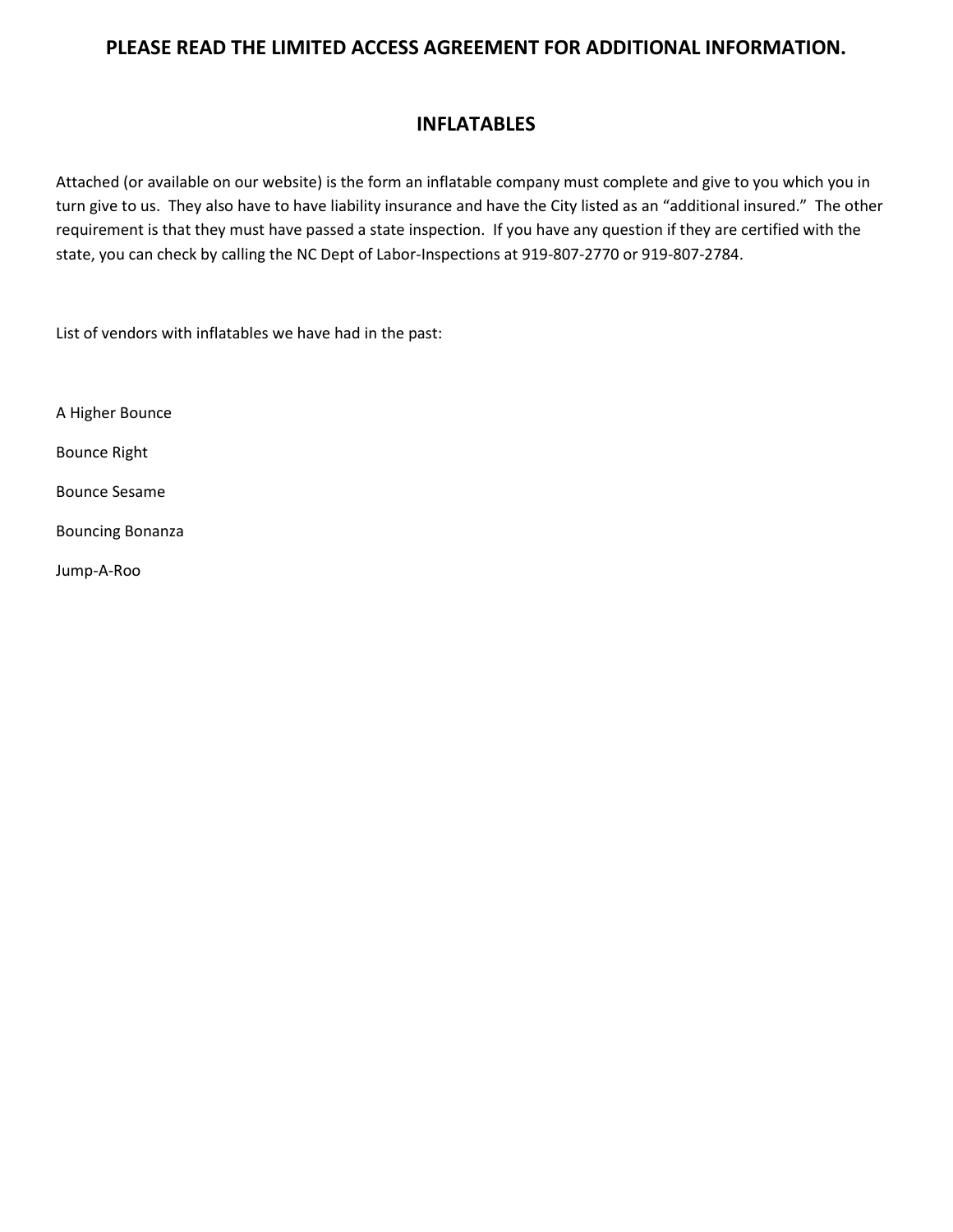**PLEASE READ THE LIMITED ACCESS AGREEMENT FOR ADDITIONAL INFORMATION.**

## INFLATABLES

Attached (or available on our website) is the form an inflatable company must complete and give to you which you in turn give to us. They also have to have liability insurance and have the City listed as an "additional insured." The other requirement is that they must have passed a state inspection. If you have any question if they are certified with the state, you can check by calling the NC Dept of Labor-Inspections at 919-807-2770 or 919-807-2784.

List of vendors with inflatables we have had in the past:

A Higher Bounce

Bounce Right

Bounce Sesame

Bouncing Bonanza

Jump-A-Roo